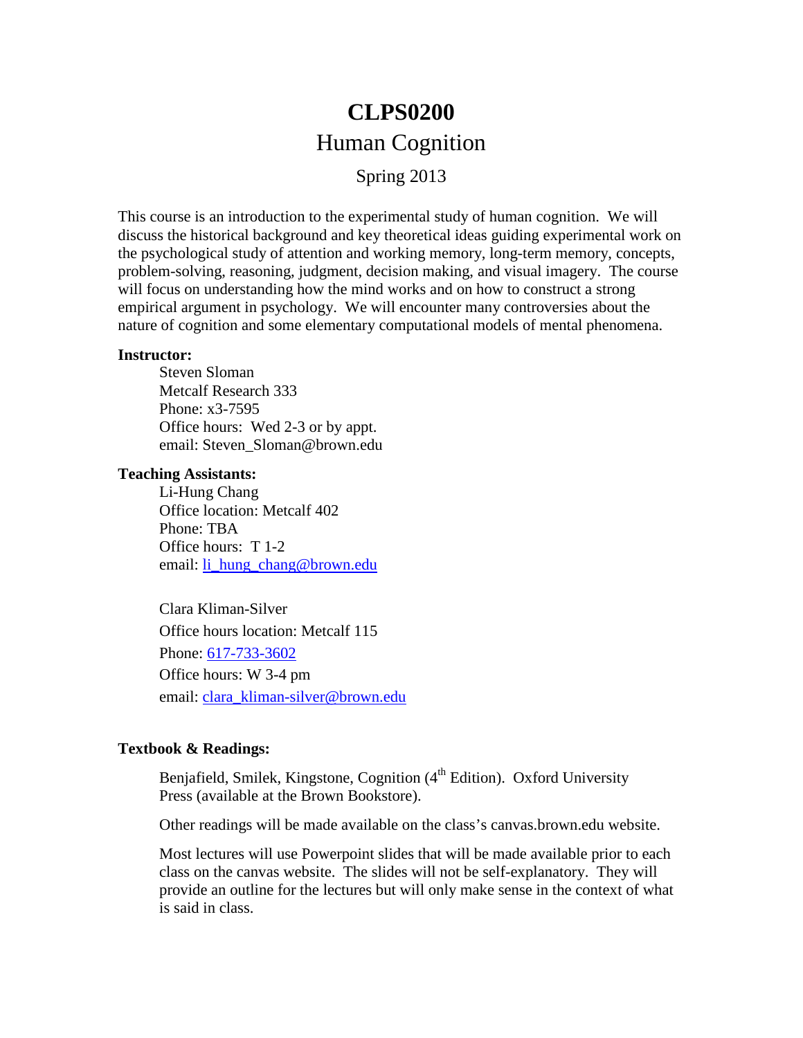# CLPS0200

## Human Cognition

### Spring 2013

This course is an introduction to the experimental study of human cognition. We will discuss the historical background and key theoretical ideas guiding experimental work on the psychological study of attention and working memory, long-term memory, concepts, problem-solving, reasoning, judgment, decision making, and visual imagery. The course will focus on understanding how the mind works and on how to construct a strong empirical argument in psychology. We will encounter many controversies about the nature of cognition and some elementary computational models of mental phenomena.

**Instructor:**

Steven Sloman
Metcalf Research 333
Phone: x3-7595
Office hours: Wed 2-3 or by appt.
email: Steven_Sloman@brown.edu

**Teaching Assistants:**

Li-Hung Chang
Office location: Metcalf 402
Phone: TBA
Office hours: T 1-2
email: li_hung_chang@brown.edu

Clara Kliman-Silver
Office hours location: Metcalf 115
Phone: 617-733-3602
Office hours: W 3-4 pm
email: clara_kliman-silver@brown.edu

**Textbook & Readings:**

Benjafield, Smilek, Kingstone, Cognition (4th Edition). Oxford University Press (available at the Brown Bookstore).

Other readings will be made available on the class's canvas.brown.edu website.

Most lectures will use Powerpoint slides that will be made available prior to each class on the canvas website. The slides will not be self-explanatory. They will provide an outline for the lectures but will only make sense in the context of what is said in class.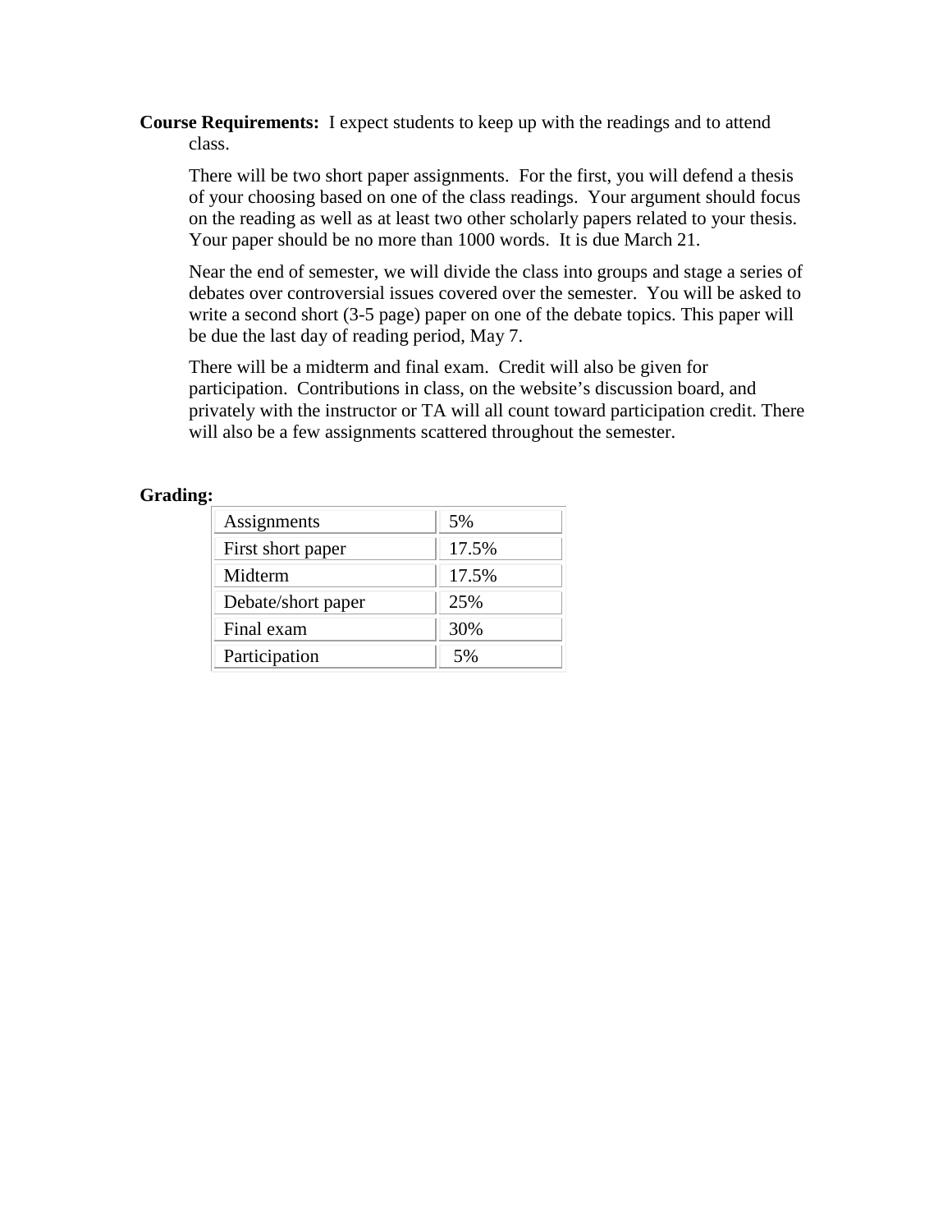**Course Requirements:** I expect students to keep up with the readings and to attend class.

There will be two short paper assignments. For the first, you will defend a thesis of your choosing based on one of the class readings. Your argument should focus on the reading as well as at least two other scholarly papers related to your thesis. Your paper should be no more than 1000 words. It is due March 21.

Near the end of semester, we will divide the class into groups and stage a series of debates over controversial issues covered over the semester. You will be asked to write a second short (3-5 page) paper on one of the debate topics. This paper will be due the last day of reading period, May 7.

There will be a midterm and final exam. Credit will also be given for participation. Contributions in class, on the website's discussion board, and privately with the instructor or TA will all count toward participation credit. There will also be a few assignments scattered throughout the semester.

**Grading:**

| | |
|---|---|
| Assignments | 5% |
| First short paper | 17.5% |
| Midterm | 17.5% |
| Debate/short paper | 25% |
| Final exam | 30% |
| Participation | 5% |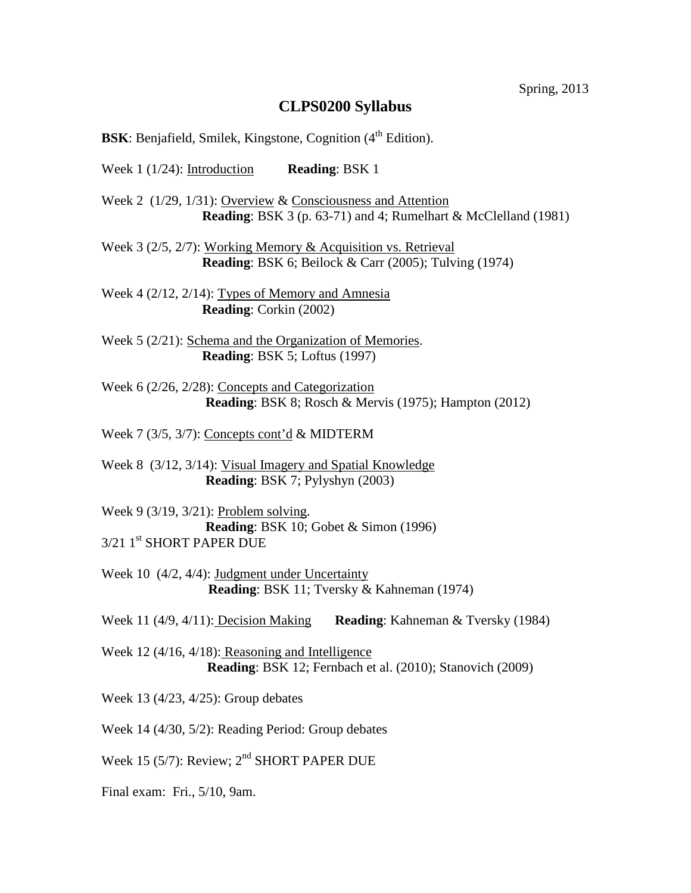Spring, 2013

# CLPS0200 Syllabus

**BSK**: Benjafield, Smilek, Kingstone, Cognition (4th Edition).

Week 1 (1/24): Introduction **Reading**: BSK 1

Week 2 (1/29, 1/31): Overview & Consciousness and Attention
**Reading**: BSK 3 (p. 63-71) and 4; Rumelhart & McClelland (1981)

Week 3 (2/5, 2/7): Working Memory & Acquisition vs. Retrieval
**Reading**: BSK 6; Beilock & Carr (2005); Tulving (1974)

Week 4 (2/12, 2/14): Types of Memory and Amnesia
**Reading**: Corkin (2002)

Week 5 (2/21): Schema and the Organization of Memories.
**Reading**: BSK 5; Loftus (1997)

Week 6 (2/26, 2/28): Concepts and Categorization
**Reading**: BSK 8; Rosch & Mervis (1975); Hampton (2012)

Week 7 (3/5, 3/7): Concepts cont'd & MIDTERM

Week 8 (3/12, 3/14): Visual Imagery and Spatial Knowledge
**Reading**: BSK 7; Pylyshyn (2003)

Week 9 (3/19, 3/21): Problem solving.
**Reading**: BSK 10; Gobet & Simon (1996)
3/21 1st SHORT PAPER DUE

Week 10 (4/2, 4/4): Judgment under Uncertainty
**Reading**: BSK 11; Tversky & Kahneman (1974)

Week 11 (4/9, 4/11): Decision Making **Reading**: Kahneman & Tversky (1984)

Week 12 (4/16, 4/18): Reasoning and Intelligence
**Reading**: BSK 12; Fernbach et al. (2010); Stanovich (2009)

Week 13 (4/23, 4/25): Group debates

Week 14 (4/30, 5/2): Reading Period: Group debates

Week 15 (5/7): Review; 2nd SHORT PAPER DUE

Final exam: Fri., 5/10, 9am.